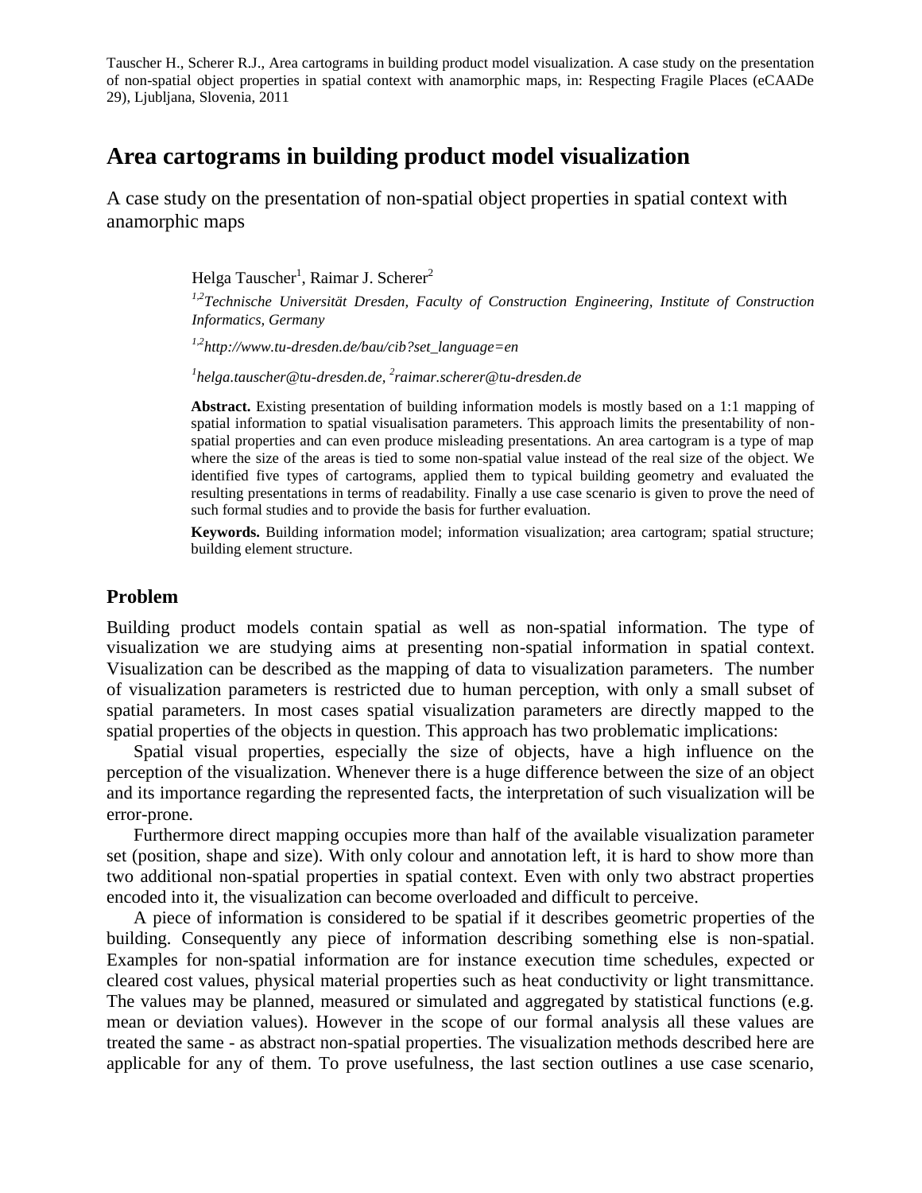Tauscher H., Scherer R.J., Area cartograms in building product model visualization. A case study on the presentation of non-spatial object properties in spatial context with anamorphic maps, in: Respecting Fragile Places (eCAADe 29), Ljubljana, Slovenia, 2011

# Area cartograms in building product model visualization

A case study on the presentation of non-spatial object properties in spatial context with anamorphic maps

Helga Tauscher[1], Raimar J. Scherer[2]

[1,2]*Technische Universität Dresden, Faculty of Construction Engineering, Institute of Construction Informatics, Germany*

[1,2]*http://www.tu-dresden.de/bau/cib?set_language=en*

[1]*helga.tauscher@tu-dresden.de,* [2]*raimar.scherer@tu-dresden.de*

**Abstract.** Existing presentation of building information models is mostly based on a 1:1 mapping of spatial information to spatial visualisation parameters. This approach limits the presentability of non-spatial properties and can even produce misleading presentations. An area cartogram is a type of map where the size of the areas is tied to some non-spatial value instead of the real size of the object. We identified five types of cartograms, applied them to typical building geometry and evaluated the resulting presentations in terms of readability. Finally a use case scenario is given to prove the need of such formal studies and to provide the basis for further evaluation.

**Keywords.** Building information model; information visualization; area cartogram; spatial structure; building element structure.

## Problem

Building product models contain spatial as well as non-spatial information. The type of visualization we are studying aims at presenting non-spatial information in spatial context. Visualization can be described as the mapping of data to visualization parameters. The number of visualization parameters is restricted due to human perception, with only a small subset of spatial parameters. In most cases spatial visualization parameters are directly mapped to the spatial properties of the objects in question. This approach has two problematic implications:

Spatial visual properties, especially the size of objects, have a high influence on the perception of the visualization. Whenever there is a huge difference between the size of an object and its importance regarding the represented facts, the interpretation of such visualization will be error-prone.

Furthermore direct mapping occupies more than half of the available visualization parameter set (position, shape and size). With only colour and annotation left, it is hard to show more than two additional non-spatial properties in spatial context. Even with only two abstract properties encoded into it, the visualization can become overloaded and difficult to perceive.

A piece of information is considered to be spatial if it describes geometric properties of the building. Consequently any piece of information describing something else is non-spatial. Examples for non-spatial information are for instance execution time schedules, expected or cleared cost values, physical material properties such as heat conductivity or light transmittance. The values may be planned, measured or simulated and aggregated by statistical functions (e.g. mean or deviation values). However in the scope of our formal analysis all these values are treated the same - as abstract non-spatial properties. The visualization methods described here are applicable for any of them. To prove usefulness, the last section outlines a use case scenario,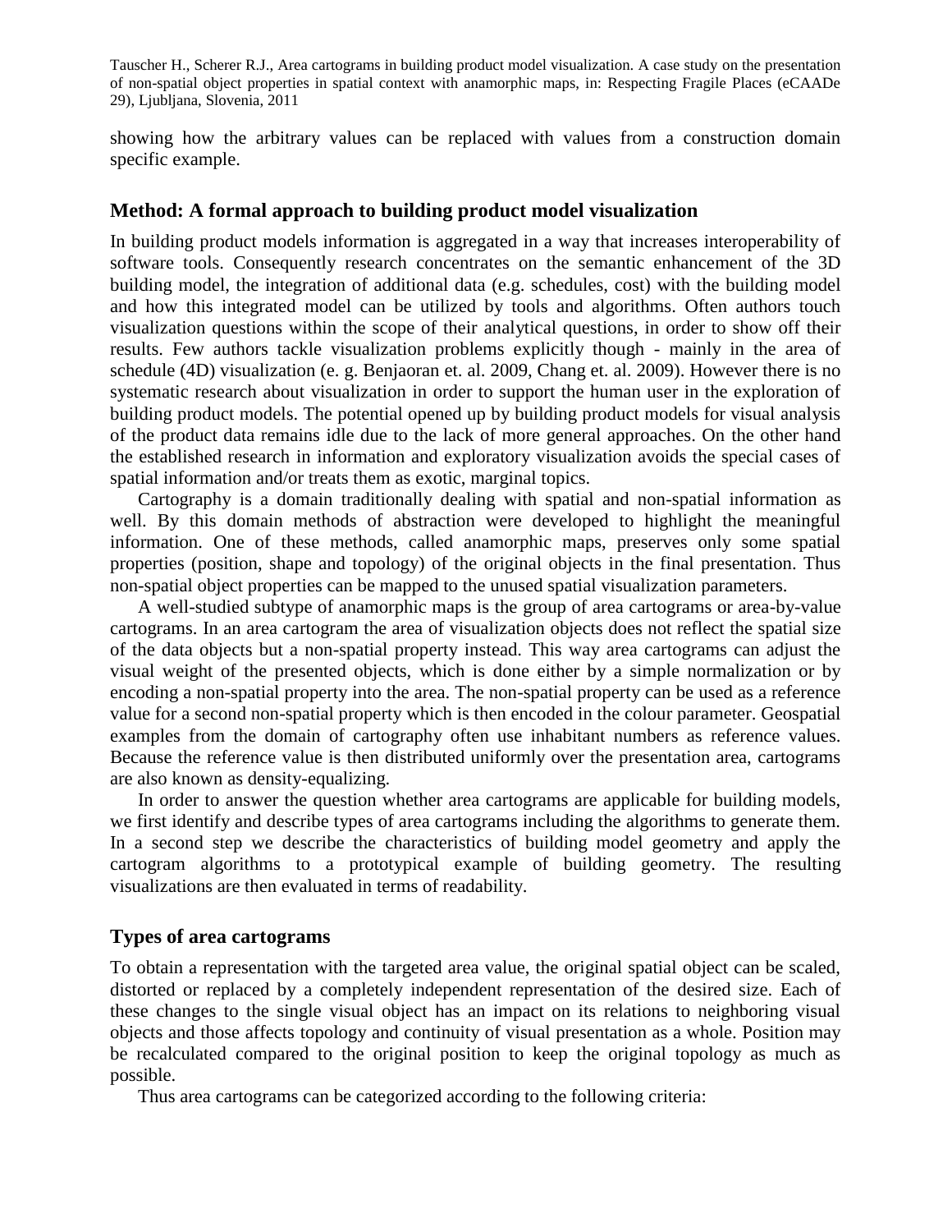showing how the arbitrary values can be replaced with values from a construction domain specific example.

## Method: A formal approach to building product model visualization

In building product models information is aggregated in a way that increases interoperability of software tools. Consequently research concentrates on the semantic enhancement of the 3D building model, the integration of additional data (e.g. schedules, cost) with the building model and how this integrated model can be utilized by tools and algorithms. Often authors touch visualization questions within the scope of their analytical questions, in order to show off their results. Few authors tackle visualization problems explicitly though - mainly in the area of schedule (4D) visualization (e. g. Benjaoran et. al. 2009, Chang et. al. 2009). However there is no systematic research about visualization in order to support the human user in the exploration of building product models. The potential opened up by building product models for visual analysis of the product data remains idle due to the lack of more general approaches. On the other hand the established research in information and exploratory visualization avoids the special cases of spatial information and/or treats them as exotic, marginal topics.

Cartography is a domain traditionally dealing with spatial and non-spatial information as well. By this domain methods of abstraction were developed to highlight the meaningful information. One of these methods, called anamorphic maps, preserves only some spatial properties (position, shape and topology) of the original objects in the final presentation. Thus non-spatial object properties can be mapped to the unused spatial visualization parameters.

A well-studied subtype of anamorphic maps is the group of area cartograms or area-by-value cartograms. In an area cartogram the area of visualization objects does not reflect the spatial size of the data objects but a non-spatial property instead. This way area cartograms can adjust the visual weight of the presented objects, which is done either by a simple normalization or by encoding a non-spatial property into the area. The non-spatial property can be used as a reference value for a second non-spatial property which is then encoded in the colour parameter. Geospatial examples from the domain of cartography often use inhabitant numbers as reference values. Because the reference value is then distributed uniformly over the presentation area, cartograms are also known as density-equalizing.

In order to answer the question whether area cartograms are applicable for building models, we first identify and describe types of area cartograms including the algorithms to generate them. In a second step we describe the characteristics of building model geometry and apply the cartogram algorithms to a prototypical example of building geometry. The resulting visualizations are then evaluated in terms of readability.

## Types of area cartograms

To obtain a representation with the targeted area value, the original spatial object can be scaled, distorted or replaced by a completely independent representation of the desired size. Each of these changes to the single visual object has an impact on its relations to neighboring visual objects and those affects topology and continuity of visual presentation as a whole. Position may be recalculated compared to the original position to keep the original topology as much as possible.

Thus area cartograms can be categorized according to the following criteria: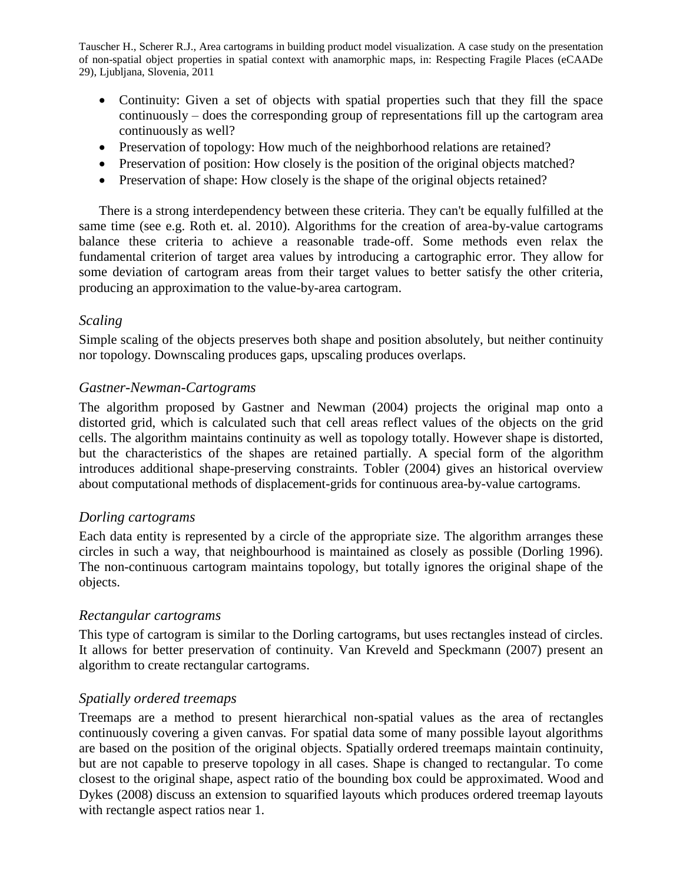- Continuity: Given a set of objects with spatial properties such that they fill the space continuously – does the corresponding group of representations fill up the cartogram area continuously as well?
- Preservation of topology: How much of the neighborhood relations are retained?
- Preservation of position: How closely is the position of the original objects matched?
- Preservation of shape: How closely is the shape of the original objects retained?

There is a strong interdependency between these criteria. They can't be equally fulfilled at the same time (see e.g. Roth et. al. 2010). Algorithms for the creation of area-by-value cartograms balance these criteria to achieve a reasonable trade-off. Some methods even relax the fundamental criterion of target area values by introducing a cartographic error. They allow for some deviation of cartogram areas from their target values to better satisfy the other criteria, producing an approximation to the value-by-area cartogram.

### *Scaling*

Simple scaling of the objects preserves both shape and position absolutely, but neither continuity nor topology. Downscaling produces gaps, upscaling produces overlaps.

### *Gastner-Newman-Cartograms*

The algorithm proposed by Gastner and Newman (2004) projects the original map onto a distorted grid, which is calculated such that cell areas reflect values of the objects on the grid cells. The algorithm maintains continuity as well as topology totally. However shape is distorted, but the characteristics of the shapes are retained partially. A special form of the algorithm introduces additional shape-preserving constraints. Tobler (2004) gives an historical overview about computational methods of displacement-grids for continuous area-by-value cartograms.

### *Dorling cartograms*

Each data entity is represented by a circle of the appropriate size. The algorithm arranges these circles in such a way, that neighbourhood is maintained as closely as possible (Dorling 1996). The non-continuous cartogram maintains topology, but totally ignores the original shape of the objects.

### *Rectangular cartograms*

This type of cartogram is similar to the Dorling cartograms, but uses rectangles instead of circles. It allows for better preservation of continuity. Van Kreveld and Speckmann (2007) present an algorithm to create rectangular cartograms.

### *Spatially ordered treemaps*

Treemaps are a method to present hierarchical non-spatial values as the area of rectangles continuously covering a given canvas. For spatial data some of many possible layout algorithms are based on the position of the original objects. Spatially ordered treemaps maintain continuity, but are not capable to preserve topology in all cases. Shape is changed to rectangular. To come closest to the original shape, aspect ratio of the bounding box could be approximated. Wood and Dykes (2008) discuss an extension to squarified layouts which produces ordered treemap layouts with rectangle aspect ratios near 1.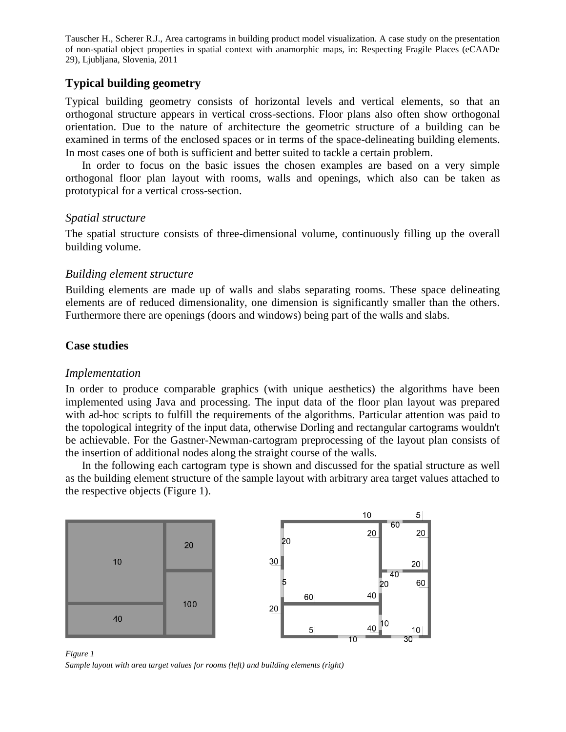## Typical building geometry

Typical building geometry consists of horizontal levels and vertical elements, so that an orthogonal structure appears in vertical cross-sections. Floor plans also often show orthogonal orientation. Due to the nature of architecture the geometric structure of a building can be examined in terms of the enclosed spaces or in terms of the space-delineating building elements. In most cases one of both is sufficient and better suited to tackle a certain problem.

In order to focus on the basic issues the chosen examples are based on a very simple orthogonal floor plan layout with rooms, walls and openings, which also can be taken as prototypical for a vertical cross-section.

### *Spatial structure*

The spatial structure consists of three-dimensional volume, continuously filling up the overall building volume.

### *Building element structure*

Building elements are made up of walls and slabs separating rooms. These space delineating elements are of reduced dimensionality, one dimension is significantly smaller than the others. Furthermore there are openings (doors and windows) being part of the walls and slabs.

## Case studies

### *Implementation*

In order to produce comparable graphics (with unique aesthetics) the algorithms have been implemented using Java and processing. The input data of the floor plan layout was prepared with ad-hoc scripts to fulfill the requirements of the algorithms. Particular attention was paid to the topological integrity of the input data, otherwise Dorling and rectangular cartograms wouldn't be achievable. For the Gastner-Newman-cartogram preprocessing of the layout plan consists of the insertion of additional nodes along the straight course of the walls.

In the following each cartogram type is shown and discussed for the spatial structure as well as the building element structure of the sample layout with arbitrary area target values attached to the respective objects (Figure 1).

*Figure 1*
*Sample layout with area target values for rooms (left) and building elements (right)*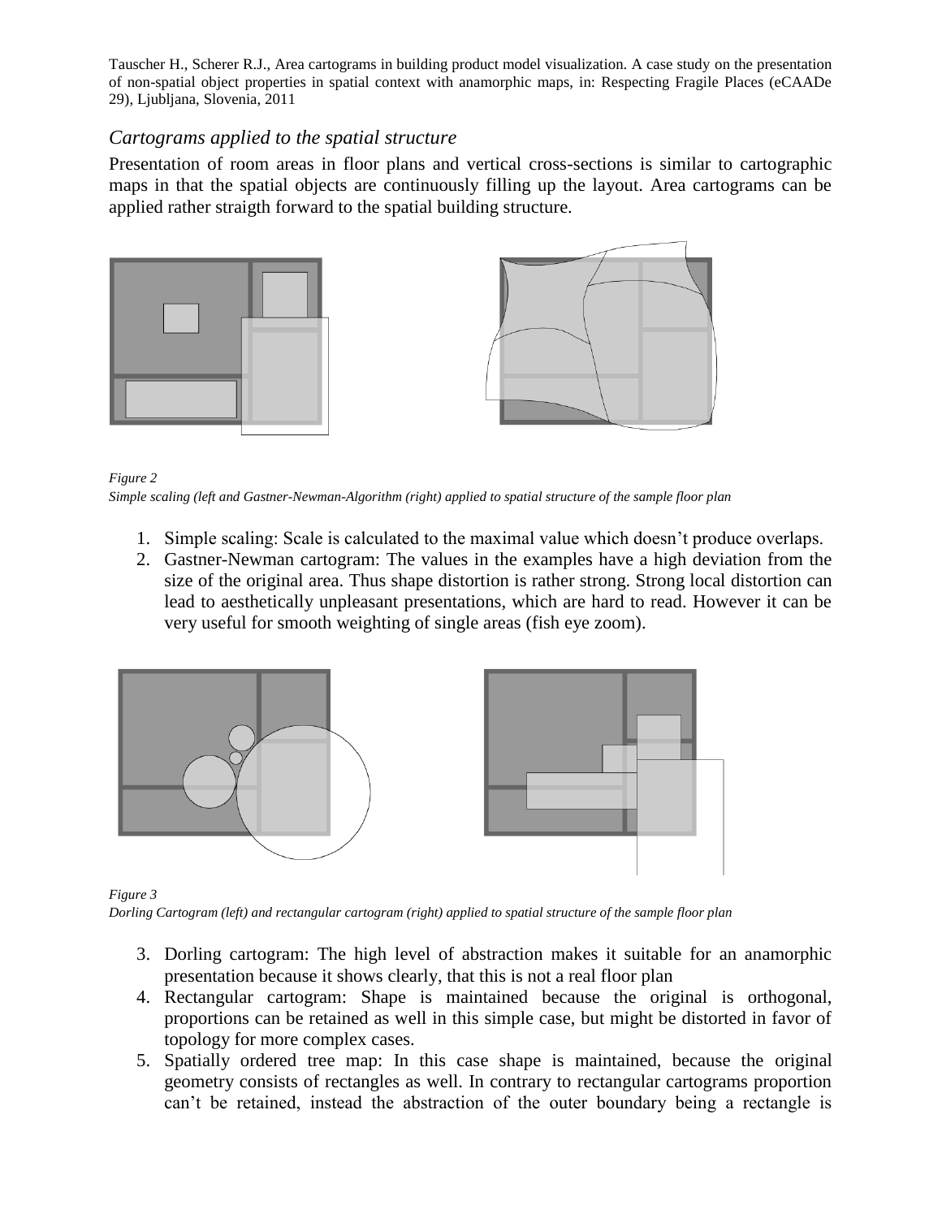## *Cartograms applied to the spatial structure*

Presentation of room areas in floor plans and vertical cross-sections is similar to cartographic maps in that the spatial objects are continuously filling up the layout. Area cartograms can be applied rather straigth forward to the spatial building structure.

*Figure 2*
*Simple scaling (left and Gastner-Newman-Algorithm (right) applied to spatial structure of the sample floor plan*

1. Simple scaling: Scale is calculated to the maximal value which doesn't produce overlaps.
2. Gastner-Newman cartogram: The values in the examples have a high deviation from the size of the original area. Thus shape distortion is rather strong. Strong local distortion can lead to aesthetically unpleasant presentations, which are hard to read. However it can be very useful for smooth weighting of single areas (fish eye zoom).

*Figure 3*
*Dorling Cartogram (left) and rectangular cartogram (right) applied to spatial structure of the sample floor plan*

3. Dorling cartogram: The high level of abstraction makes it suitable for an anamorphic presentation because it shows clearly, that this is not a real floor plan
4. Rectangular cartogram: Shape is maintained because the original is orthogonal, proportions can be retained as well in this simple case, but might be distorted in favor of topology for more complex cases.
5. Spatially ordered tree map: In this case shape is maintained, because the original geometry consists of rectangles as well. In contrary to rectangular cartograms proportion can't be retained, instead the abstraction of the outer boundary being a rectangle is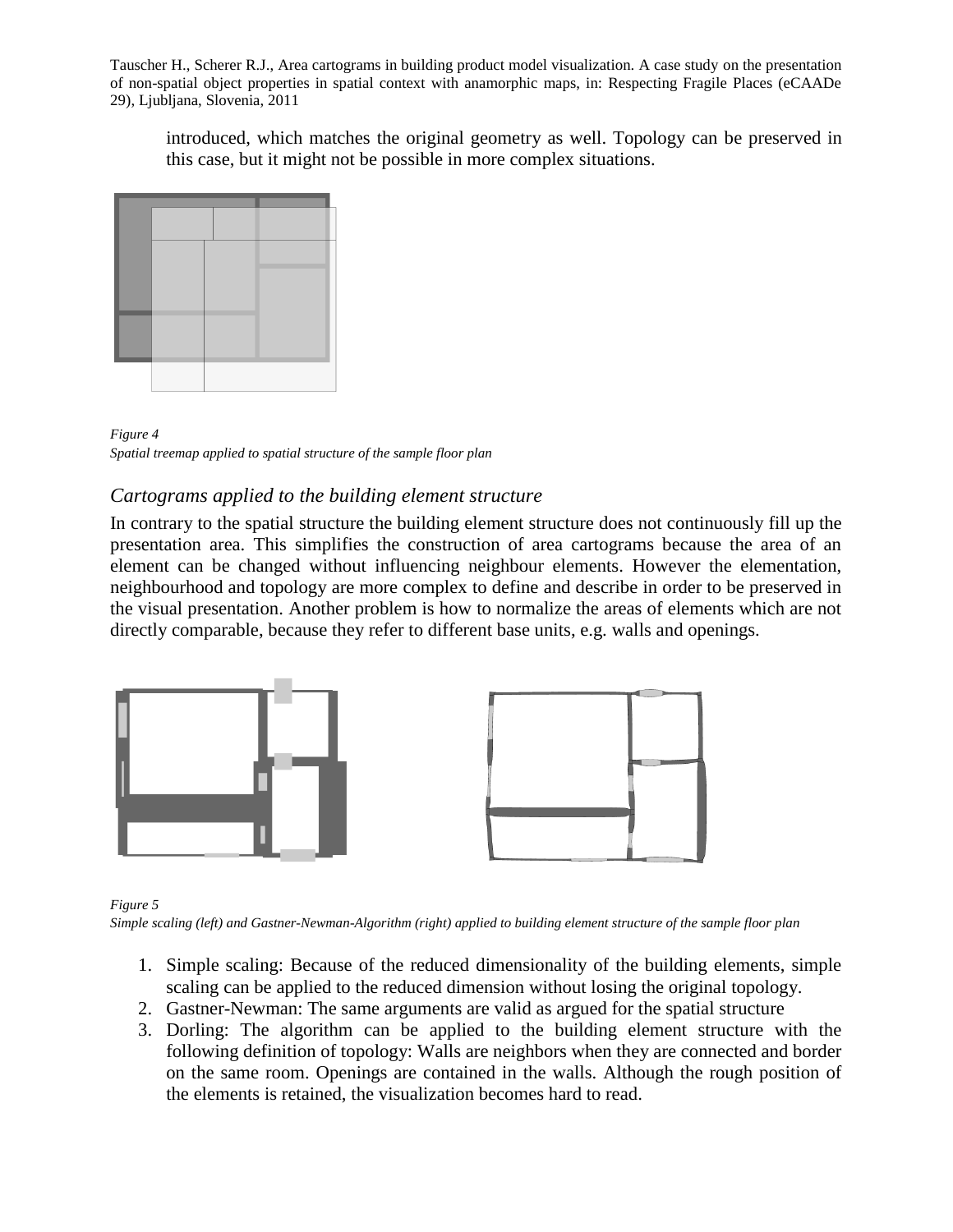introduced, which matches the original geometry as well. Topology can be preserved in this case, but it might not be possible in more complex situations.

*Figure 4*
*Spatial treemap applied to spatial structure of the sample floor plan*

## *Cartograms applied to the building element structure*

In contrary to the spatial structure the building element structure does not continuously fill up the presentation area. This simplifies the construction of area cartograms because the area of an element can be changed without influencing neighbour elements. However the elementation, neighbourhood and topology are more complex to define and describe in order to be preserved in the visual presentation. Another problem is how to normalize the areas of elements which are not directly comparable, because they refer to different base units, e.g. walls and openings.

*Figure 5*
*Simple scaling (left) and Gastner-Newman-Algorithm (right) applied to building element structure of the sample floor plan*

1. Simple scaling: Because of the reduced dimensionality of the building elements, simple scaling can be applied to the reduced dimension without losing the original topology.
2. Gastner-Newman: The same arguments are valid as argued for the spatial structure
3. Dorling: The algorithm can be applied to the building element structure with the following definition of topology: Walls are neighbors when they are connected and border on the same room. Openings are contained in the walls. Although the rough position of the elements is retained, the visualization becomes hard to read.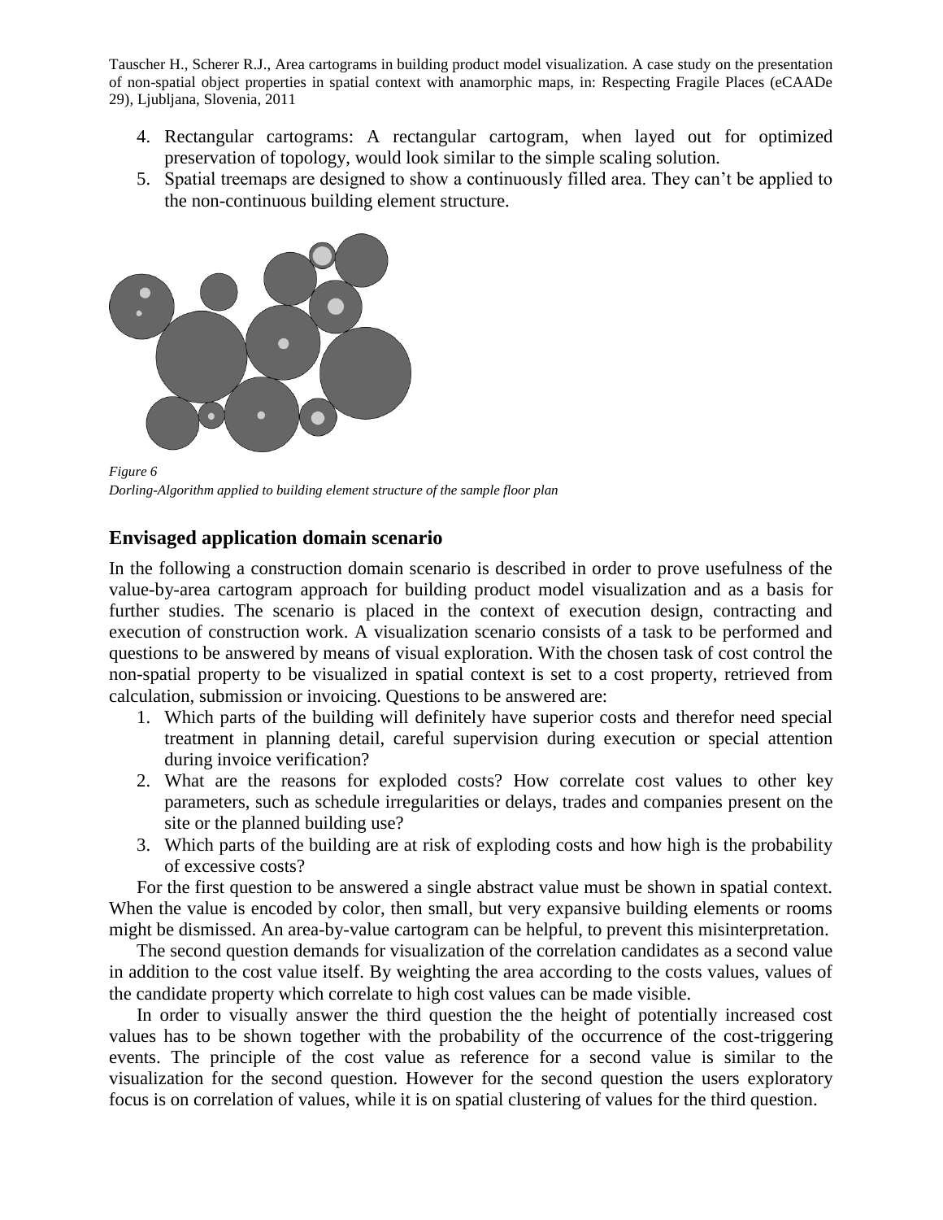4. Rectangular cartograms: A rectangular cartogram, when layed out for optimized preservation of topology, would look similar to the simple scaling solution.
5. Spatial treemaps are designed to show a continuously filled area. They can't be applied to the non-continuous building element structure.

*Figure 6*
*Dorling-Algorithm applied to building element structure of the sample floor plan*

## Envisaged application domain scenario

In the following a construction domain scenario is described in order to prove usefulness of the value-by-area cartogram approach for building product model visualization and as a basis for further studies. The scenario is placed in the context of execution design, contracting and execution of construction work. A visualization scenario consists of a task to be performed and questions to be answered by means of visual exploration. With the chosen task of cost control the non-spatial property to be visualized in spatial context is set to a cost property, retrieved from calculation, submission or invoicing. Questions to be answered are:

1. Which parts of the building will definitely have superior costs and therefor need special treatment in planning detail, careful supervision during execution or special attention during invoice verification?
2. What are the reasons for exploded costs? How correlate cost values to other key parameters, such as schedule irregularities or delays, trades and companies present on the site or the planned building use?
3. Which parts of the building are at risk of exploding costs and how high is the probability of excessive costs?

For the first question to be answered a single abstract value must be shown in spatial context. When the value is encoded by color, then small, but very expansive building elements or rooms might be dismissed. An area-by-value cartogram can be helpful, to prevent this misinterpretation.

The second question demands for visualization of the correlation candidates as a second value in addition to the cost value itself. By weighting the area according to the costs values, values of the candidate property which correlate to high cost values can be made visible.

In order to visually answer the third question the the height of potentially increased cost values has to be shown together with the probability of the occurrence of the cost-triggering events. The principle of the cost value as reference for a second value is similar to the visualization for the second question. However for the second question the users exploratory focus is on correlation of values, while it is on spatial clustering of values for the third question.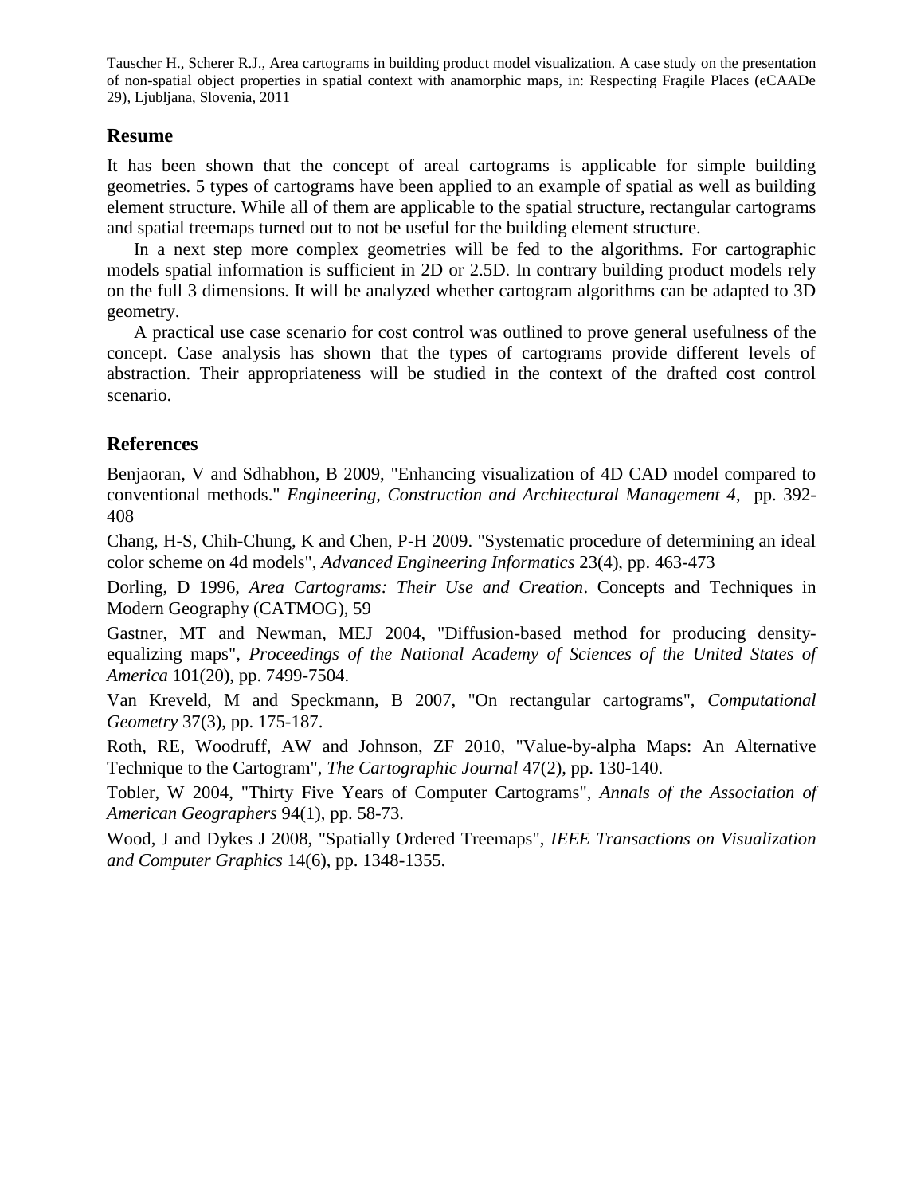## Resume

It has been shown that the concept of areal cartograms is applicable for simple building geometries. 5 types of cartograms have been applied to an example of spatial as well as building element structure. While all of them are applicable to the spatial structure, rectangular cartograms and spatial treemaps turned out to not be useful for the building element structure.

In a next step more complex geometries will be fed to the algorithms. For cartographic models spatial information is sufficient in 2D or 2.5D. In contrary building product models rely on the full 3 dimensions. It will be analyzed whether cartogram algorithms can be adapted to 3D geometry.

A practical use case scenario for cost control was outlined to prove general usefulness of the concept. Case analysis has shown that the types of cartograms provide different levels of abstraction. Their appropriateness will be studied in the context of the drafted cost control scenario.

## References

Benjaoran, V and Sdhabhon, B 2009, "Enhancing visualization of 4D CAD model compared to conventional methods." *Engineering, Construction and Architectural Management 4*, pp. 392-408

Chang, H-S, Chih-Chung, K and Chen, P-H 2009. "Systematic procedure of determining an ideal color scheme on 4d models", *Advanced Engineering Informatics* 23(4), pp. 463-473

Dorling, D 1996, *Area Cartograms: Their Use and Creation*. Concepts and Techniques in Modern Geography (CATMOG), 59

Gastner, MT and Newman, MEJ 2004, "Diffusion-based method for producing density-equalizing maps", *Proceedings of the National Academy of Sciences of the United States of America* 101(20), pp. 7499-7504.

Van Kreveld, M and Speckmann, B 2007, "On rectangular cartograms", *Computational Geometry* 37(3), pp. 175-187.

Roth, RE, Woodruff, AW and Johnson, ZF 2010, "Value-by-alpha Maps: An Alternative Technique to the Cartogram", *The Cartographic Journal* 47(2), pp. 130-140.

Tobler, W 2004, "Thirty Five Years of Computer Cartograms", *Annals of the Association of American Geographers* 94(1), pp. 58-73.

Wood, J and Dykes J 2008, "Spatially Ordered Treemaps", *IEEE Transactions on Visualization and Computer Graphics* 14(6), pp. 1348-1355.